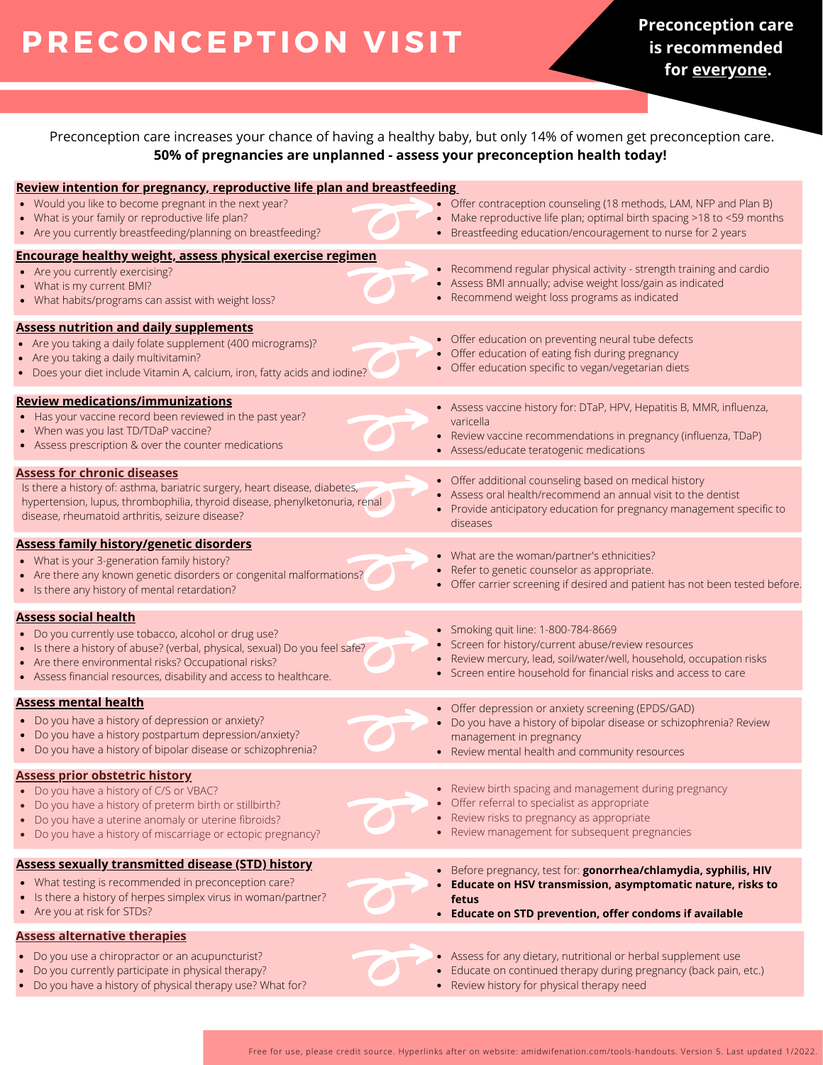# PRECONCEPTION VISIT

**Preconception care is recommended for everyone.**

Preconception care increases your chance of having a healthy baby, but only 14% of women get preconception care.
**50% of pregnancies are unplanned - assess your preconception health today!**

## Review intention for pregnancy, reproductive life plan and breastfeeding

- Would you like to become pregnant in the next year?
- What is your family or reproductive life plan?
- Are you currently breastfeeding/planning on breastfeeding?

→

- Offer contraception counseling (18 methods, LAM, NFP and Plan B)
- Make reproductive life plan; optimal birth spacing >18 to <59 months
- Breastfeeding education/encouragement to nurse for 2 years

## Encourage healthy weight, assess physical exercise regimen

- Are you currently exercising?
- What is my current BMI?
- What habits/programs can assist with weight loss?

→

- Recommend regular physical activity - strength training and cardio
- Assess BMI annually; advise weight loss/gain as indicated
- Recommend weight loss programs as indicated

## Assess nutrition and daily supplements

- Are you taking a daily folate supplement (400 micrograms)?
- Are you taking a daily multivitamin?
- Does your diet include Vitamin A, calcium, iron, fatty acids and iodine?

→

- Offer education on preventing neural tube defects
- Offer education of eating fish during pregnancy
- Offer education specific to vegan/vegetarian diets

## Review medications/immunizations

- Has your vaccine record been reviewed in the past year?
- When was you last TD/TDaP vaccine?
- Assess prescription & over the counter medications

→

- Assess vaccine history for: DTaP, HPV, Hepatitis B, MMR, influenza, varicella
- Review vaccine recommendations in pregnancy (influenza, TDaP)
- Assess/educate teratogenic medications

## Assess for chronic diseases

Is there a history of: asthma, bariatric surgery, heart disease, diabetes, hypertension, lupus, thrombophilia, thyroid disease, phenylketonuria, renal disease, rheumatoid arthritis, seizure disease?

→

- Offer additional counseling based on medical history
- Assess oral health/recommend an annual visit to the dentist
- Provide anticipatory education for pregnancy management specific to diseases

## Assess family history/genetic disorders

- What is your 3-generation family history?
- Are there any known genetic disorders or congenital malformations?
- Is there any history of mental retardation?

→

- What are the woman/partner's ethnicities?
- Refer to genetic counselor as appropriate.
- Offer carrier screening if desired and patient has not been tested before.

## Assess social health

- Do you currently use tobacco, alcohol or drug use?
- Is there a history of abuse? (verbal, physical, sexual) Do you feel safe?
- Are there environmental risks? Occupational risks?
- Assess financial resources, disability and access to healthcare.

→

- Smoking quit line: 1-800-784-8669
- Screen for history/current abuse/review resources
- Review mercury, lead, soil/water/well, household, occupation risks
- Screen entire household for financial risks and access to care

## Assess mental health

- Do you have a history of depression or anxiety?
- Do you have a history postpartum depression/anxiety?
- Do you have a history of bipolar disease or schizophrenia?

→

- Offer depression or anxiety screening (EPDS/GAD)
- Do you have a history of bipolar disease or schizophrenia? Review management in pregnancy
- Review mental health and community resources

## Assess prior obstetric history

- Do you have a history of C/S or VBAC?
- Do you have a history of preterm birth or stillbirth?
- Do you have a uterine anomaly or uterine fibroids?
- Do you have a history of miscarriage or ectopic pregnancy?

→

- Review birth spacing and management during pregnancy
- Offer referral to specialist as appropriate
- Review risks to pregnancy as appropriate
- Review management for subsequent pregnancies

## Assess sexually transmitted disease (STD) history

- What testing is recommended in preconception care?
- Is there a history of herpes simplex virus in woman/partner?
- Are you at risk for STDs?

→

- Before pregnancy, test for: **gonorrhea/chlamydia, syphilis, HIV**
- **Educate on HSV transmission, asymptomatic nature, risks to fetus**
- **Educate on STD prevention, offer condoms if available**

## Assess alternative therapies

- Do you use a chiropractor or an acupuncturist?
- Do you currently participate in physical therapy?
- Do you have a history of physical therapy use? What for?

→

- Assess for any dietary, nutritional or herbal supplement use
- Educate on continued therapy during pregnancy (back pain, etc.)
- Review history for physical therapy need

Free for use, please credit source. Hyperlinks after on website: amidwifenation.com/tools-handouts. Version 5. Last updated 1/2022.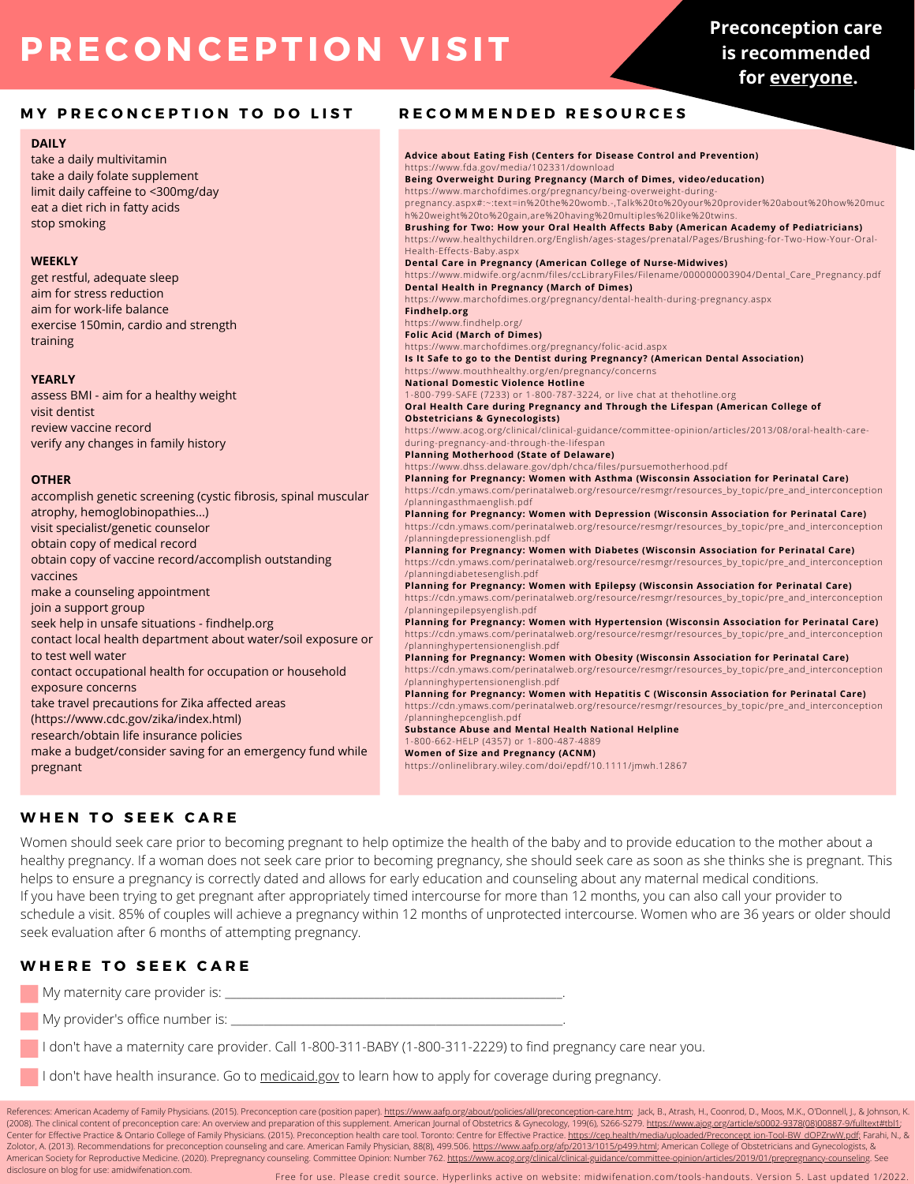# PRECONCEPTION VISIT

**Preconception care is recommended for <u>everyone</u>.**

## MY PRECONCEPTION TO DO LIST

**DAILY**

take a daily multivitamin
take a daily folate supplement
limit daily caffeine to <300mg/day
eat a diet rich in fatty acids
stop smoking

**WEEKLY**

get restful, adequate sleep
aim for stress reduction
aim for work-life balance
exercise 150min, cardio and strength training

**YEARLY**

assess BMI - aim for a healthy weight
visit dentist
review vaccine record
verify any changes in family history

**OTHER**

accomplish genetic screening (cystic fibrosis, spinal muscular atrophy, hemoglobinopathies...)
visit specialist/genetic counselor
obtain copy of medical record
obtain copy of vaccine record/accomplish outstanding vaccines
make a counseling appointment
join a support group
seek help in unsafe situations - findhelp.org
contact local health department about water/soil exposure or to test well water
contact occupational health for occupation or household exposure concerns
take travel precautions for Zika affected areas (https://www.cdc.gov/zika/index.html)
research/obtain life insurance policies
make a budget/consider saving for an emergency fund while pregnant

## RECOMMENDED RESOURCES

**Advice about Eating Fish (Centers for Disease Control and Prevention)**
https://www.fda.gov/media/102331/download

**Being Overweight During Pregnancy (March of Dimes, video/education)**
https://www.marchofdimes.org/pregnancy/being-overweight-during-pregnancy.aspx#:~:text=in%20the%20womb.-,Talk%20to%20your%20provider%20about%20how%20much%20weight%20to%20gain,are%20having%20multiples%20like%20twins.

**Brushing for Two: How your Oral Health Affects Baby (American Academy of Pediatricians)**
https://www.healthychildren.org/English/ages-stages/prenatal/Pages/Brushing-for-Two-How-Your-Oral-Health-Effects-Baby.aspx

**Dental Care in Pregnancy (American College of Nurse-Midwives)**
https://www.midwife.org/acnm/files/ccLibraryFiles/Filename/000000003904/Dental_Care_Pregnancy.pdf

**Dental Health in Pregnancy (March of Dimes)**
https://www.marchofdimes.org/pregnancy/dental-health-during-pregnancy.aspx

**Findhelp.org**
https://www.findhelp.org/

**Folic Acid (March of Dimes)**
https://www.marchofdimes.org/pregnancy/folic-acid.aspx

**Is It Safe to go to the Dentist during Pregnancy? (American Dental Association)**
https://www.mouthhealthy.org/en/pregnancy/concerns

**National Domestic Violence Hotline**
1-800-799-SAFE (7233) or 1-800-787-3224, or live chat at thehotline.org

**Oral Health Care during Pregnancy and Through the Lifespan (American College of Obstetricians & Gynecologists)**
https://www.acog.org/clinical/clinical-guidance/committee-opinion/articles/2013/08/oral-health-care-during-pregnancy-and-through-the-lifespan

**Planning Motherhood (State of Delaware)**
https://www.dhss.delaware.gov/dph/chca/files/pursuemotherhood.pdf

**Planning for Pregnancy: Women with Asthma (Wisconsin Association for Perinatal Care)**
https://cdn.ymaws.com/perinatalweb.org/resource/resmgr/resources_by_topic/pre_and_interconception/planningasthmaenglish.pdf

**Planning for Pregnancy: Women with Depression (Wisconsin Association for Perinatal Care)**
https://cdn.ymaws.com/perinatalweb.org/resource/resmgr/resources_by_topic/pre_and_interconception/planningdepressionenglish.pdf

**Planning for Pregnancy: Women with Diabetes (Wisconsin Association for Perinatal Care)**
https://cdn.ymaws.com/perinatalweb.org/resource/resmgr/resources_by_topic/pre_and_interconception/planningdiabetesenglish.pdf

**Planning for Pregnancy: Women with Epilepsy (Wisconsin Association for Perinatal Care)**
https://cdn.ymaws.com/perinatalweb.org/resource/resmgr/resources_by_topic/pre_and_interconception/planningepilepsyenglish.pdf

**Planning for Pregnancy: Women with Hypertension (Wisconsin Association for Perinatal Care)**
https://cdn.ymaws.com/perinatalweb.org/resource/resmgr/resources_by_topic/pre_and_interconception/planninghypertensionenglish.pdf

**Planning for Pregnancy: Women with Obesity (Wisconsin Association for Perinatal Care)**
https://cdn.ymaws.com/perinatalweb.org/resource/resmgr/resources_by_topic/pre_and_interconception/planninghypertensionenglish.pdf

**Planning for Pregnancy: Women with Hepatitis C (Wisconsin Association for Perinatal Care)**
https://cdn.ymaws.com/perinatalweb.org/resource/resmgr/resources_by_topic/pre_and_interconception/planninghepcenglish.pdf

**Substance Abuse and Mental Health National Helpline**
1-800-662-HELP (4357) or 1-800-487-4889

**Women of Size and Pregnancy (ACNM)**
https://onlinelibrary.wiley.com/doi/epdf/10.1111/jmwh.12867

## WHEN TO SEEK CARE

Women should seek care prior to becoming pregnant to help optimize the health of the baby and to provide education to the mother about a healthy pregnancy. If a woman does not seek care prior to becoming pregnancy, she should seek care as soon as she thinks she is pregnant. This helps to ensure a pregnancy is correctly dated and allows for early education and counseling about any maternal medical conditions.
If you have been trying to get pregnant after appropriately timed intercourse for more than 12 months, you can also call your provider to schedule a visit. 85% of couples will achieve a pregnancy within 12 months of unprotected intercourse. Women who are 36 years or older should seek evaluation after 6 months of attempting pregnancy.

## WHERE TO SEEK CARE

- My maternity care provider is: ______________________________.
- My provider's office number is: ______________________________.
- I don't have a maternity care provider. Call 1-800-311-BABY (1-800-311-2229) to find pregnancy care near you.
- I don't have health insurance. Go to medicaid.gov to learn how to apply for coverage during pregnancy.

References: American Academy of Family Physicians. (2015). Preconception care (position paper). https://www.aafp.org/about/policies/all/preconception-care.html; Jack, B., Atrash, H., Coonrod, D., Moos, M.K., O'Donnell, J., & Johnson, K. (2008). The clinical content of preconception care: An overview and preparation of this supplement. American Journal of Obstetrics & Gynecology, 199(6), S266-S279. https://www.ajog.org/article/s0002-9378(08)00887-9/fulltext#tbl1; Center for Effective Practice & Ontario College of Family Physicians. (2015). Preconception health care tool. Toronto: Centre for Effective Practice. https://cep.health/media/uploaded/Preconception-Tool-BW_dOPZrwW.pdf; Farahi, N., & Zolotor, A. (2013). Recommendations for preconception counseling and care. American Family Physician, 88(8), 499.506. https://www.aafp.org/afp/2013/1015/p499.html; American College of Obstetricians and Gynecologists, & American Society for Reproductive Medicine. (2020). Prepregnancy counseling. Committee Opinion: Number 762. https://www.acog.org/clinical/clinical-guidance/committee-opinion/articles/2019/01/prepregnancy-counseling. See disclosure on blog for use: amidwifenation.com.

Free for use. Please credit source. Hyperlinks active on website: midwifenation.com/tools-handouts. Version 5. Last updated 1/2022.